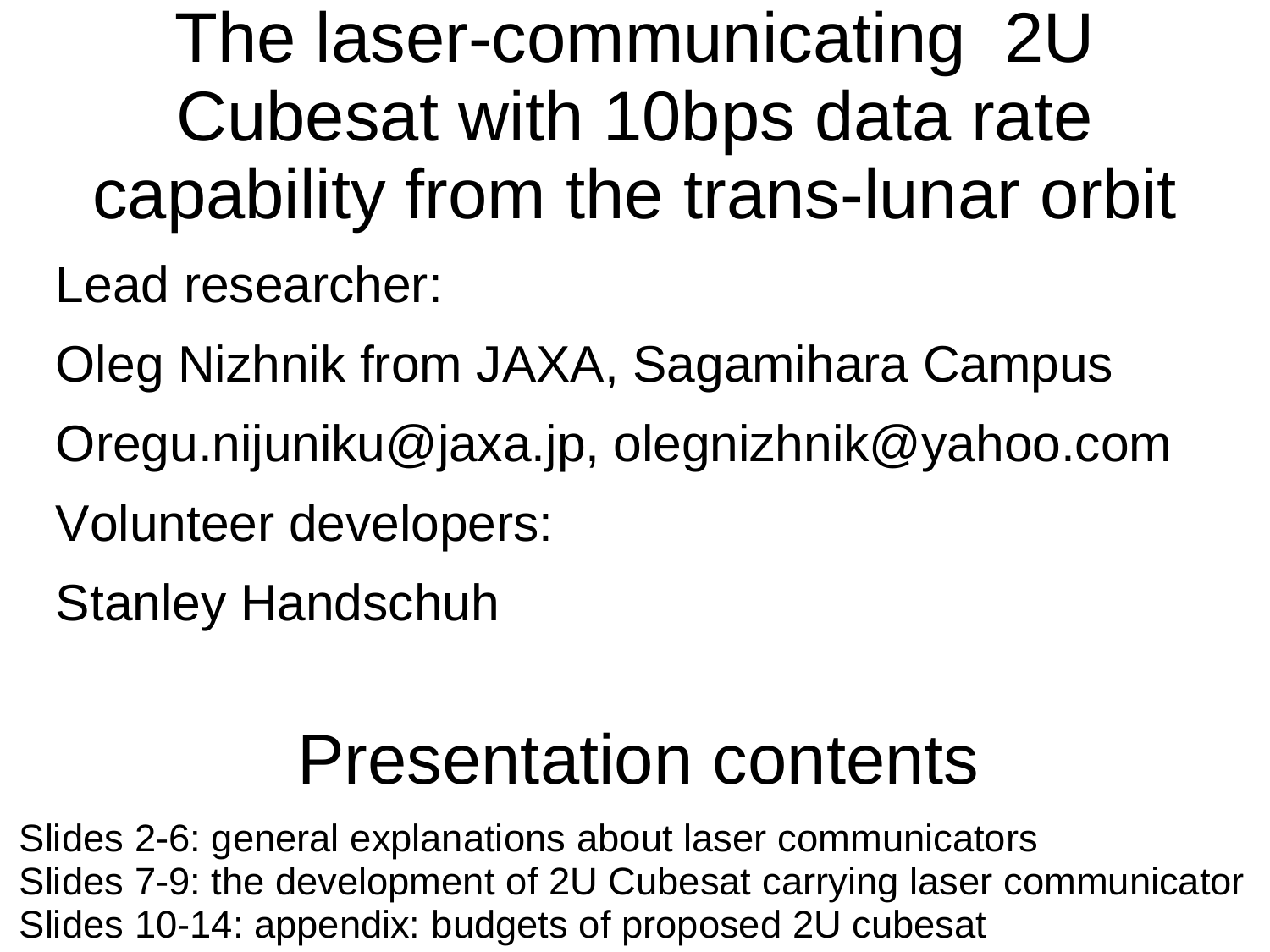# The laser-communicating 2U Cubesat with 10bps data rate capability from the trans-lunar orbit

Lead researcher:

Oleg Nizhnik from JAXA, Sagamihara Campus

Oregu.nijuniku@jaxa.jp, olegnizhnik@yahoo.com

Volunteer developers:

Stanley Handschuh

## Presentation contents

Slides 2-6: general explanations about laser communicators
Slides 7-9: the development of 2U Cubesat carrying laser communicator
Slides 10-14: appendix: budgets of proposed 2U cubesat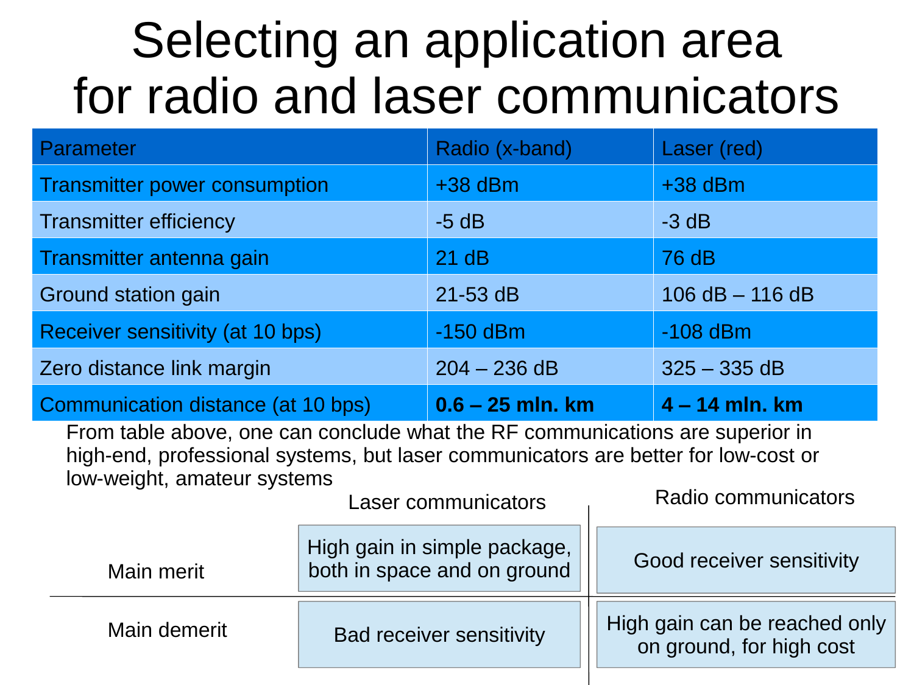# Selecting an application area for radio and laser communicators

| Parameter | Radio (x-band) | Laser (red) |
|---|---|---|
| Transmitter power consumption | +38 dBm | +38 dBm |
| Transmitter efficiency | -5 dB | -3 dB |
| Transmitter antenna gain | 21 dB | 76 dB |
| Ground station gain | 21-53 dB | 106 dB – 116 dB |
| Receiver sensitivity (at 10 bps) | -150 dBm | -108 dBm |
| Zero distance link margin | 204 – 236 dB | 325 – 335 dB |
| Communication distance (at 10 bps) | **0.6 – 25 mln. km** | **4 – 14 mln. km** |

From table above, one can conclude what the RF communications are superior in high-end, professional systems, but laser communicators are better for low-cost or low-weight, amateur systems

| | Laser communicators | Radio communicators |
|---|---|---|
| Main merit | High gain in simple package, both in space and on ground | Good receiver sensitivity |
| Main demerit | Bad receiver sensitivity | High gain can be reached only on ground, for high cost |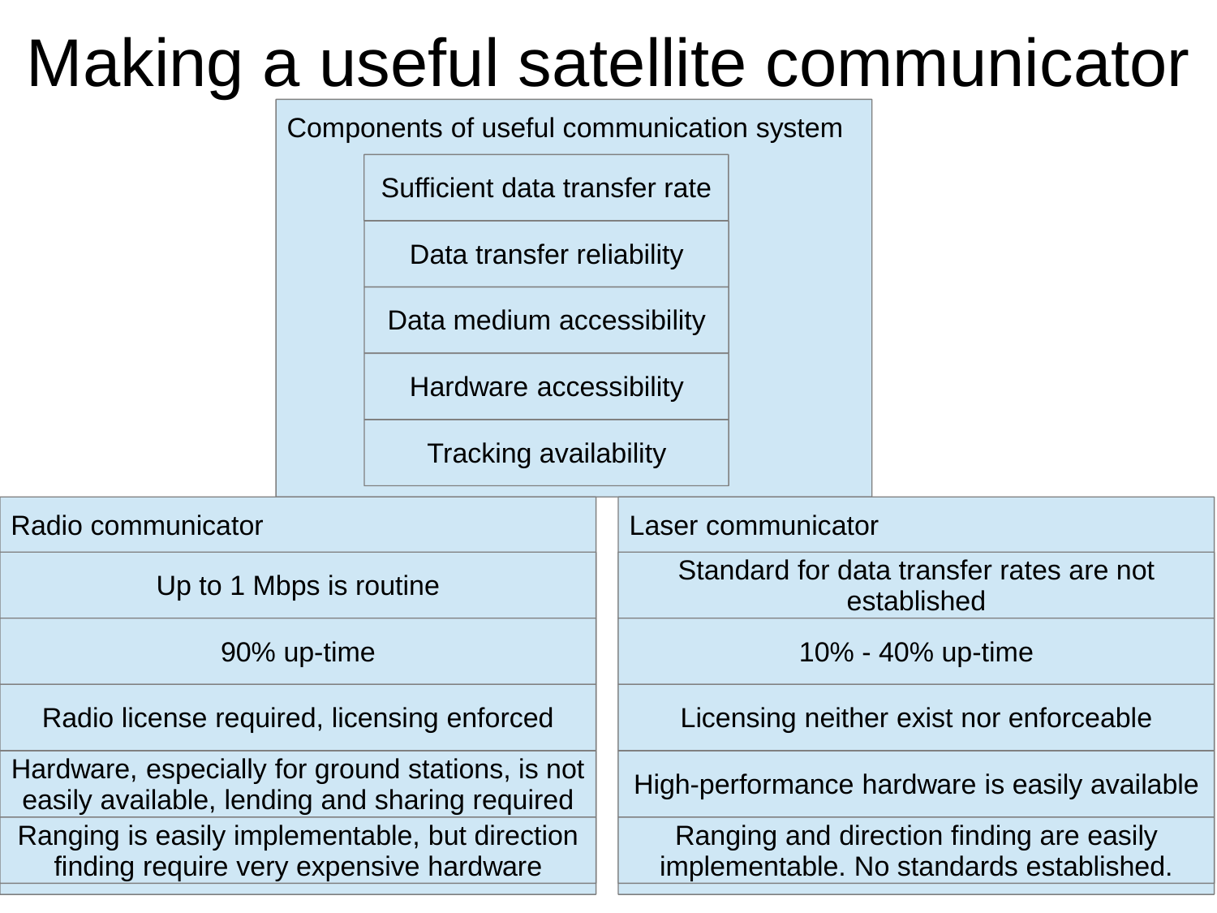# Making a useful satellite communicator

**Components of useful communication system**

- Sufficient data transfer rate
- Data transfer reliability
- Data medium accessibility
- Hardware accessibility
- Tracking availability

| Radio communicator | Laser communicator |
| --- | --- |
| Up to 1 Mbps is routine | Standard for data transfer rates are not established |
| 90% up-time | 10% - 40% up-time |
| Radio license required, licensing enforced | Licensing neither exist nor enforceable |
| Hardware, especially for ground stations, is not easily available, lending and sharing required | High-performance hardware is easily available |
| Ranging is easily implementable, but direction finding require very expensive hardware | Ranging and direction finding are easily implementable. No standards established. |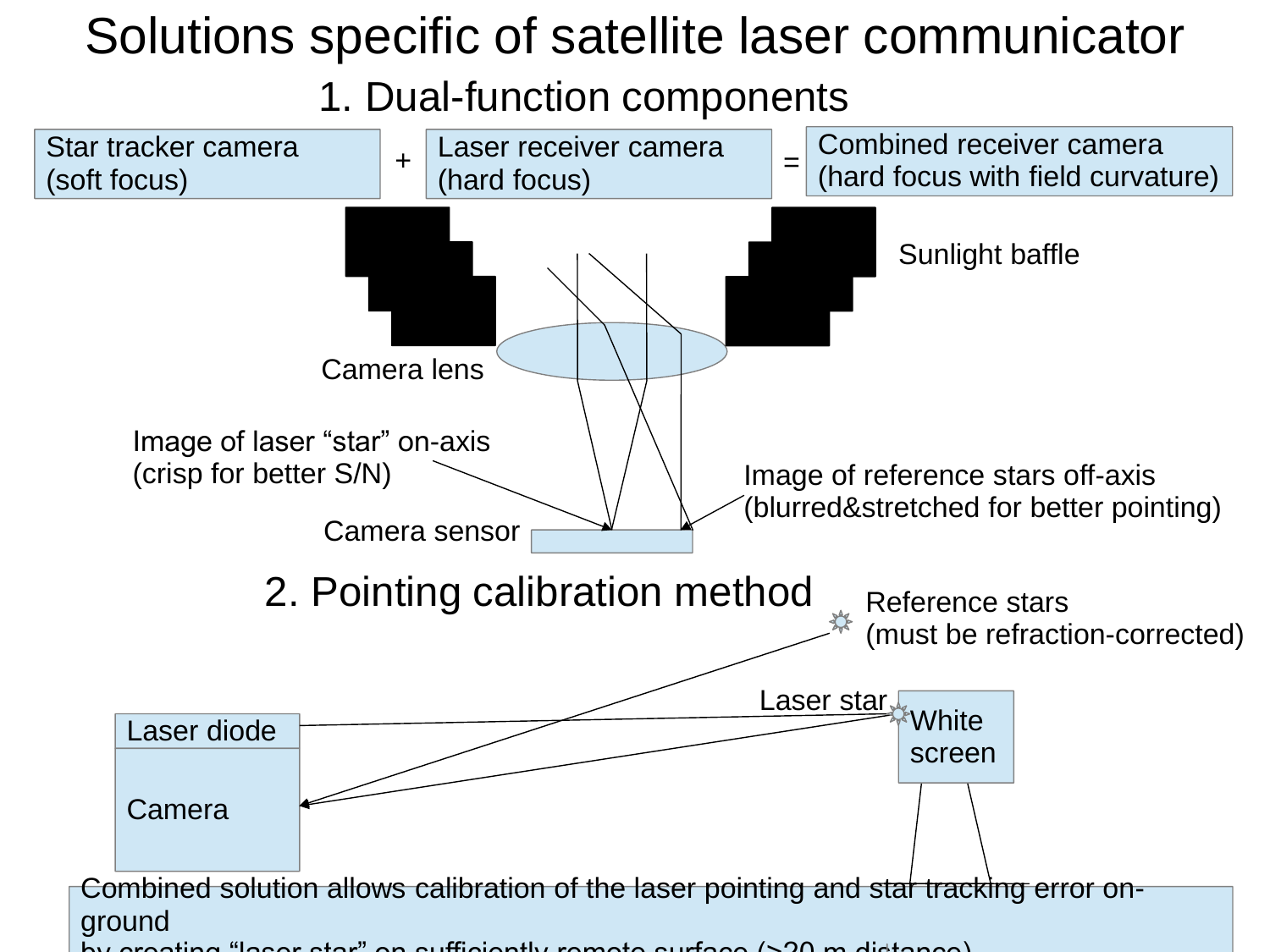# Solutions specific of satellite laser communicator

## 1. Dual-function components

Star tracker camera (soft focus) + Laser receiver camera (hard focus) = Combined receiver camera (hard focus with field curvature)

Sunlight baffle

Camera lens

Image of laser "star" on-axis (crisp for better S/N)

Camera sensor

Image of reference stars off-axis (blurred&stretched for better pointing)

## 2. Pointing calibration method

Reference stars (must be refraction-corrected)

Laser star

Laser diode

Camera

White screen

Combined solution allows calibration of the laser pointing and star tracking error on-ground
by creating "laser star" on sufficiently remote surface (>20 m distance)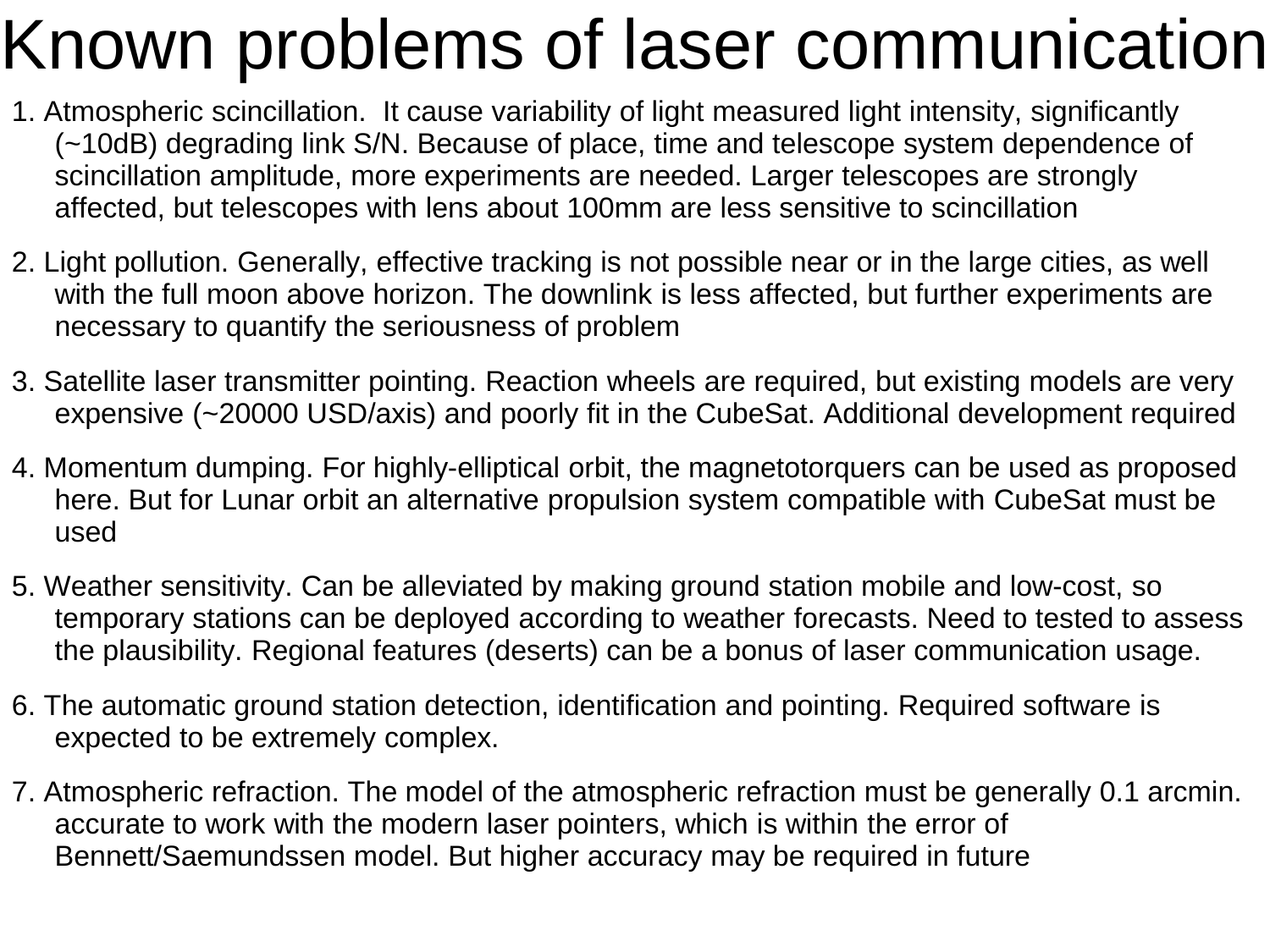# Known problems of laser communication

1. Atmospheric scincillation. It cause variability of light measured light intensity, significantly (~10dB) degrading link S/N. Because of place, time and telescope system dependence of scincillation amplitude, more experiments are needed. Larger telescopes are strongly affected, but telescopes with lens about 100mm are less sensitive to scincillation
2. Light pollution. Generally, effective tracking is not possible near or in the large cities, as well with the full moon above horizon. The downlink is less affected, but further experiments are necessary to quantify the seriousness of problem
3. Satellite laser transmitter pointing. Reaction wheels are required, but existing models are very expensive (~20000 USD/axis) and poorly fit in the CubeSat. Additional development required
4. Momentum dumping. For highly-elliptical orbit, the magnetotorquers can be used as proposed here. But for Lunar orbit an alternative propulsion system compatible with CubeSat must be used
5. Weather sensitivity. Can be alleviated by making ground station mobile and low-cost, so temporary stations can be deployed according to weather forecasts. Need to tested to assess the plausibility. Regional features (deserts) can be a bonus of laser communication usage.
6. The automatic ground station detection, identification and pointing. Required software is expected to be extremely complex.
7. Atmospheric refraction. The model of the atmospheric refraction must be generally 0.1 arcmin. accurate to work with the modern laser pointers, which is within the error of Bennett/Saemundssen model. But higher accuracy may be required in future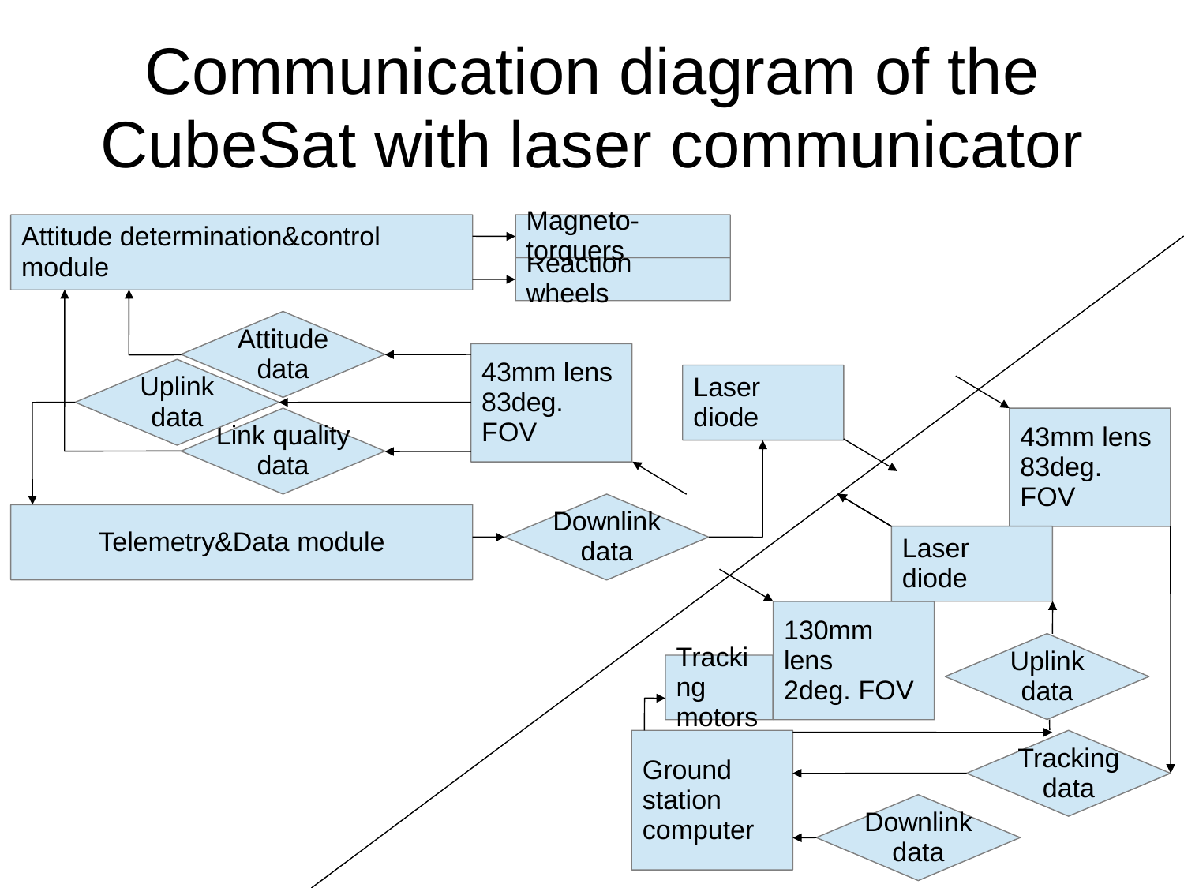# Communication diagram of the CubeSat with laser communicator

Attitude determination&control module

Magneto-torquers

Reaction wheels

Attitude data

Uplink data

Link quality data

43mm lens 83deg. FOV

Laser diode

Telemetry&Data module

Downlink data

43mm lens 83deg. FOV

Laser diode

130mm lens 2deg. FOV

Tracking motors

Uplink data

Ground station computer

Tracking data

Downlink data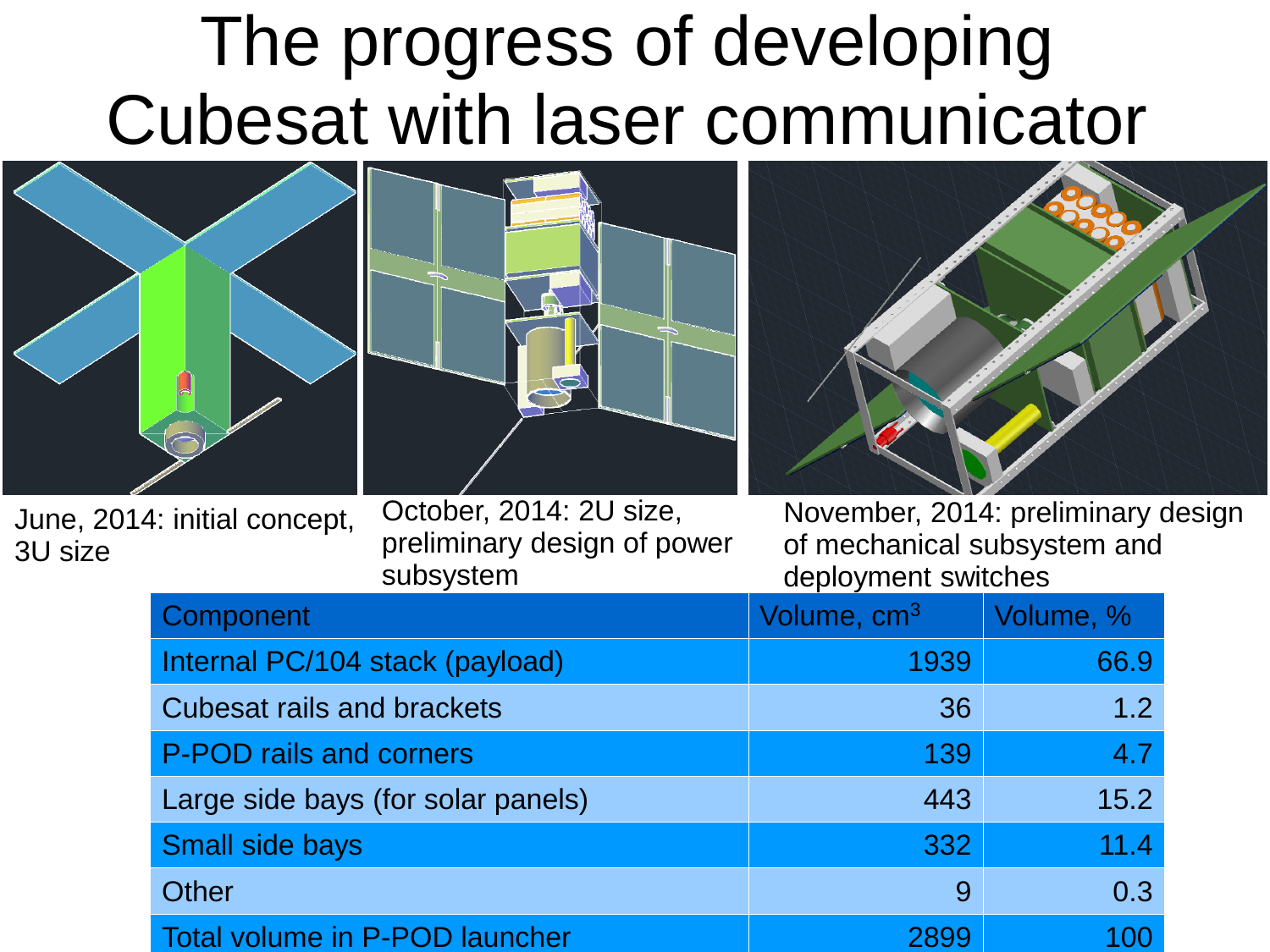# The progress of developing Cubesat with laser communicator

June, 2014: initial concept, 3U size

October, 2014: 2U size, preliminary design of power subsystem

November, 2014: preliminary design of mechanical subsystem and deployment switches

| Component | Volume, $cm^3$ | Volume, % |
|---|---|---|
| Internal PC/104 stack (payload) | 1939 | 66.9 |
| Cubesat rails and brackets | 36 | 1.2 |
| P-POD rails and corners | 139 | 4.7 |
| Large side bays (for solar panels) | 443 | 15.2 |
| Small side bays | 332 | 11.4 |
| Other | 9 | 0.3 |
| Total volume in P-POD launcher | 2899 | 100 |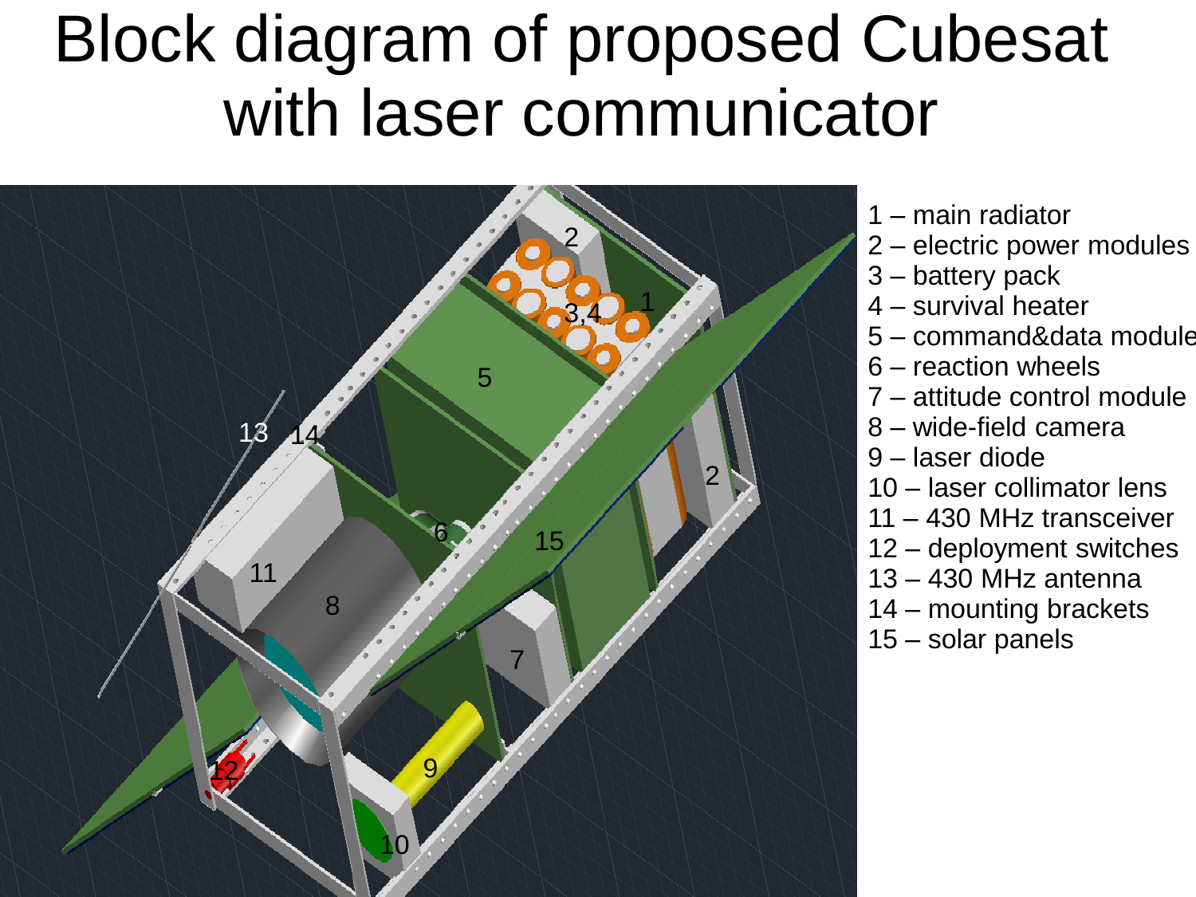# Block diagram of proposed Cubesat with laser communicator

1 – main radiator
2 – electric power modules
3 – battery pack
4 – survival heater
5 – command&data module
6 – reaction wheels
7 – attitude control module
8 – wide-field camera
9 – laser diode
10 – laser collimator lens
11 – 430 MHz transceiver
12 – deployment switches
13 – 430 MHz antenna
14 – mounting brackets
15 – solar panels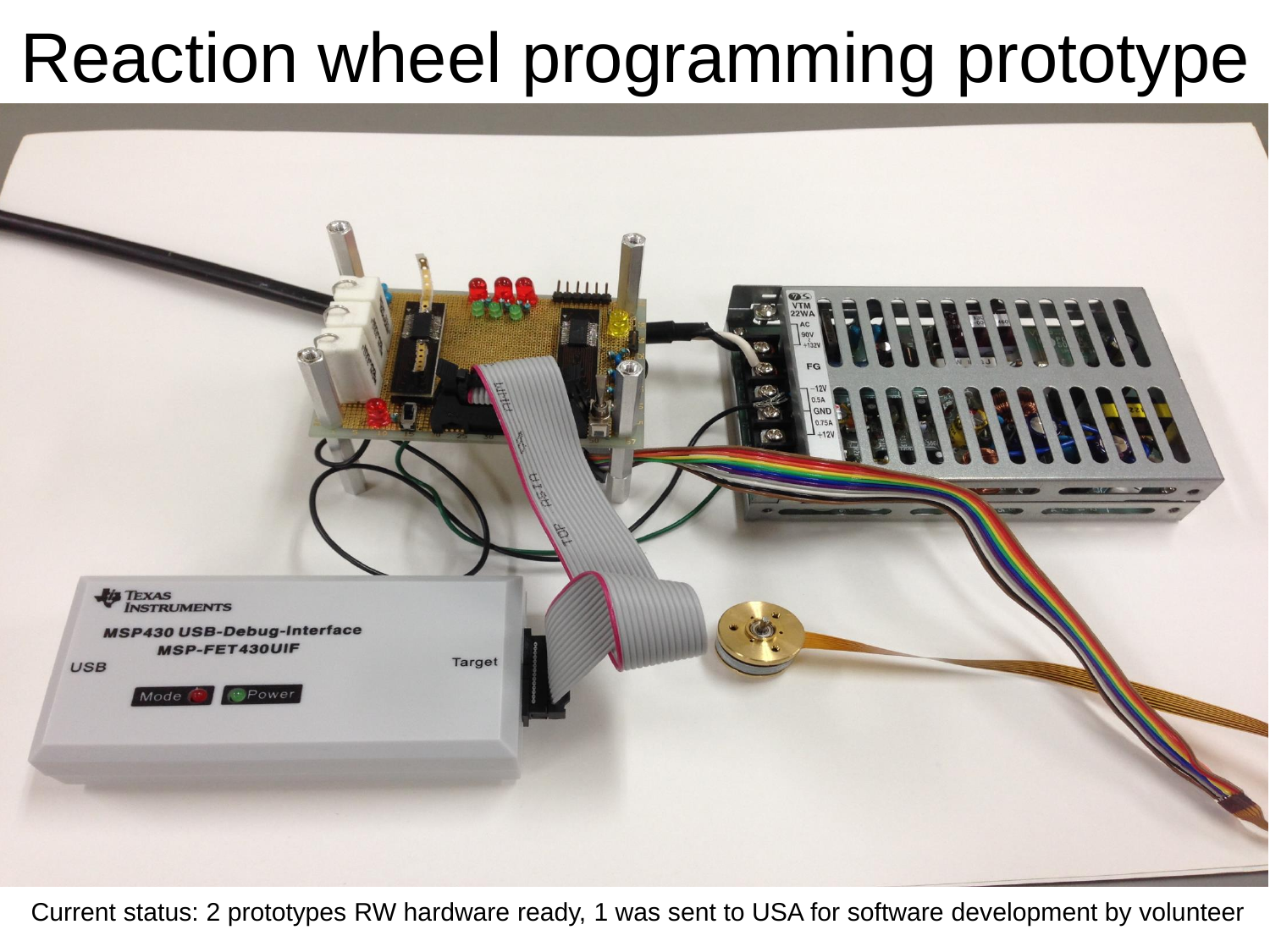# Reaction wheel programming prototype

Current status: 2 prototypes RW hardware ready, 1 was sent to USA for software development by volunteer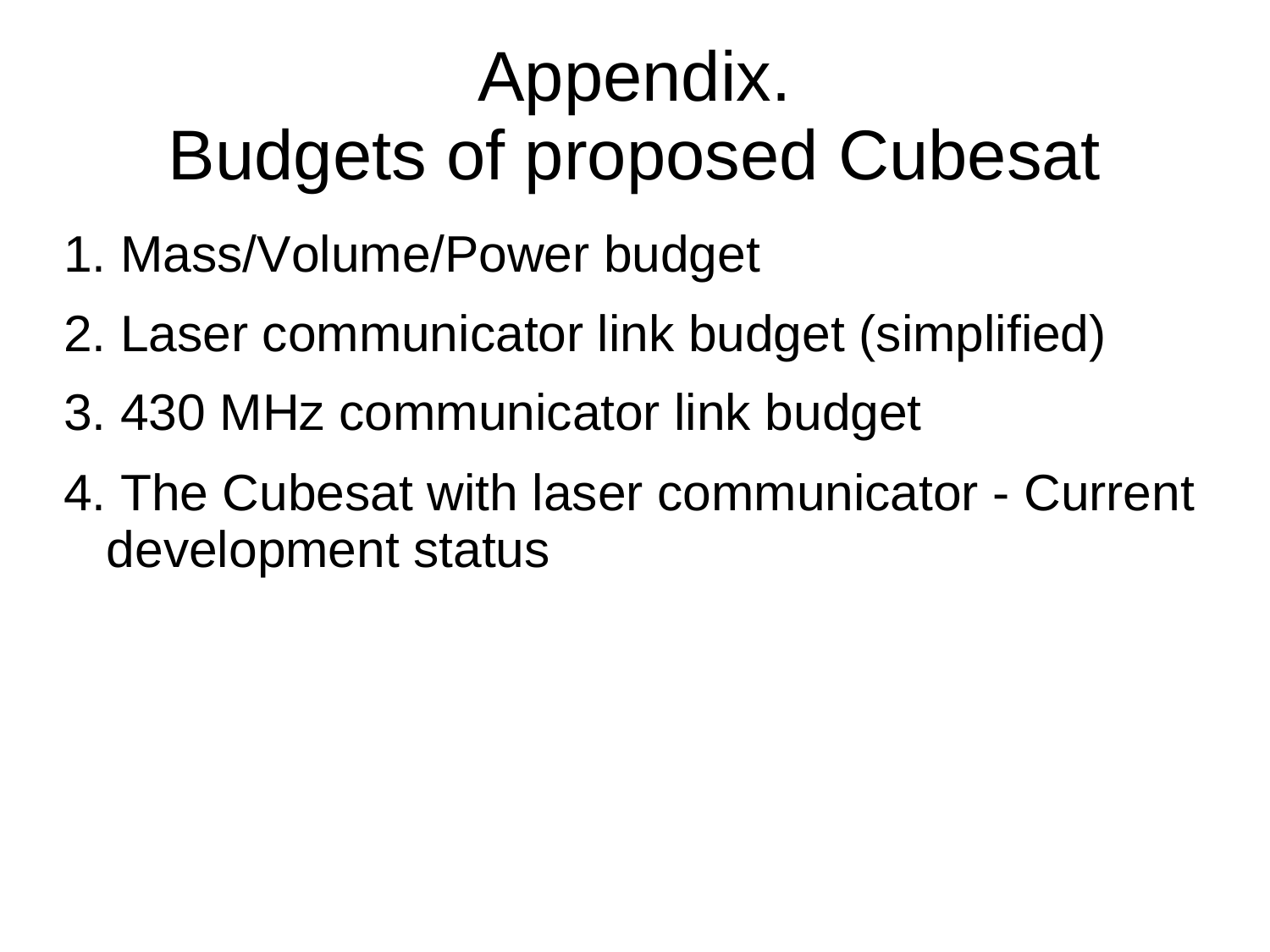# Appendix.
# Budgets of proposed Cubesat

1. Mass/Volume/Power budget
2. Laser communicator link budget (simplified)
3. 430 MHz communicator link budget
4. The Cubesat with laser communicator - Current development status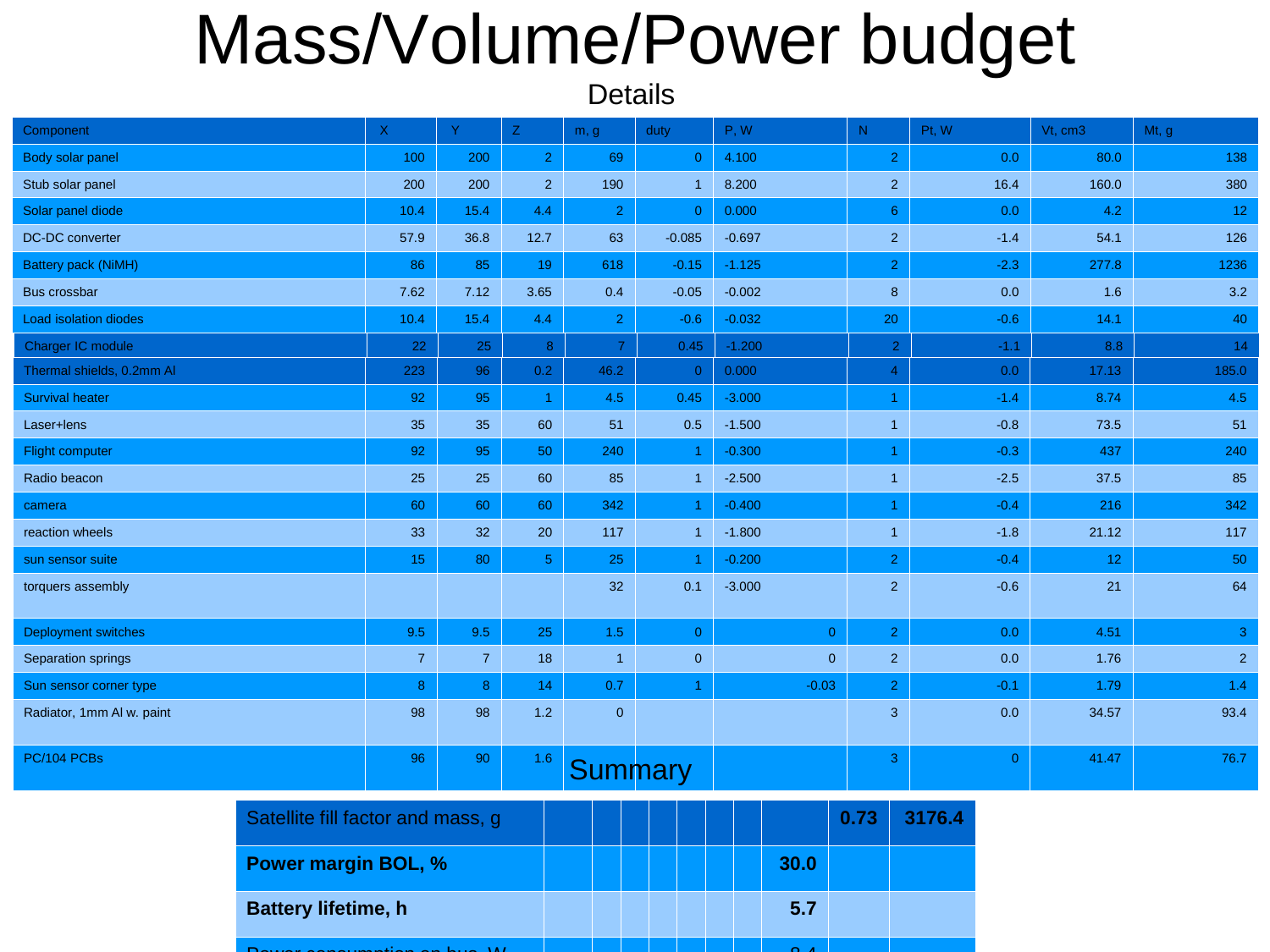# Mass/Volume/Power budget

## Details

| Component | X | Y | Z | m, g | duty | P, W | N | Pt, W | Vt, cm3 | Mt, g |
|---|---|---|---|---|---|---|---|---|---|---|
| Body solar panel | 100 | 200 | 2 | 69 | 0 | 4.100 | 2 | 0.0 | 80.0 | 138 |
| Stub solar panel | 200 | 200 | 2 | 190 | 1 | 8.200 | 2 | 16.4 | 160.0 | 380 |
| Solar panel diode | 10.4 | 15.4 | 4.4 | 2 | 0 | 0.000 | 6 | 0.0 | 4.2 | 12 |
| DC-DC converter | 57.9 | 36.8 | 12.7 | 63 | -0.085 | -0.697 | 2 | -1.4 | 54.1 | 126 |
| Battery pack (NiMH) | 86 | 85 | 19 | 618 | -0.15 | -1.125 | 2 | -2.3 | 277.8 | 1236 |
| Bus crossbar | 7.62 | 7.12 | 3.65 | 0.4 | -0.05 | -0.002 | 8 | 0.0 | 1.6 | 3.2 |
| Load isolation diodes | 10.4 | 15.4 | 4.4 | 2 | -0.6 | -0.032 | 20 | -0.6 | 14.1 | 40 |
| Charger IC module | 22 | 25 | 8 | 7 | 0.45 | -1.200 | 2 | -1.1 | 8.8 | 14 |
| Thermal shields, 0.2mm Al | 223 | 96 | 0.2 | 46.2 | 0 | 0.000 | 4 | 0.0 | 17.13 | 185.0 |
| Survival heater | 92 | 95 | 1 | 4.5 | 0.45 | -3.000 | 1 | -1.4 | 8.74 | 4.5 |
| Laser+lens | 35 | 35 | 60 | 51 | 0.5 | -1.500 | 1 | -0.8 | 73.5 | 51 |
| Flight computer | 92 | 95 | 50 | 240 | 1 | -0.300 | 1 | -0.3 | 437 | 240 |
| Radio beacon | 25 | 25 | 60 | 85 | 1 | -2.500 | 1 | -2.5 | 37.5 | 85 |
| camera | 60 | 60 | 60 | 342 | 1 | -0.400 | 1 | -0.4 | 216 | 342 |
| reaction wheels | 33 | 32 | 20 | 117 | 1 | -1.800 | 1 | -1.8 | 21.12 | 117 |
| sun sensor suite | 15 | 80 | 5 | 25 | 1 | -0.200 | 2 | -0.4 | 12 | 50 |
| torquers assembly | | | | 32 | 0.1 | -3.000 | 2 | -0.6 | 21 | 64 |
| Deployment switches | 9.5 | 9.5 | 25 | 1.5 | 0 | 0 | 2 | 0.0 | 4.51 | 3 |
| Separation springs | 7 | 7 | 18 | 1 | 0 | 0 | 2 | 0.0 | 1.76 | 2 |
| Sun sensor corner type | 8 | 8 | 14 | 0.7 | 1 | -0.03 | 2 | -0.1 | 1.79 | 1.4 |
| Radiator, 1mm Al w. paint | 98 | 98 | 1.2 | 0 | | | 3 | 0.0 | 34.57 | 93.4 |
| PC/104 PCBs | 96 | 90 | 1.6 | | | | 3 | 0 | 41.47 | 76.7 |

## Summary

| | | | | | | | | | | |
|---|---|---|---|---|---|---|---|---|---|---|
| Satellite fill factor and mass, g | | | | | | | | | **0.73** | **3176.4** |
| **Power margin BOL, %** | | | | | | | | **30.0** | | |
| **Battery lifetime, h** | | | | | | | | **5.7** | | |
| Power consumption on bus, W | | | | | | | | 9.4 | | |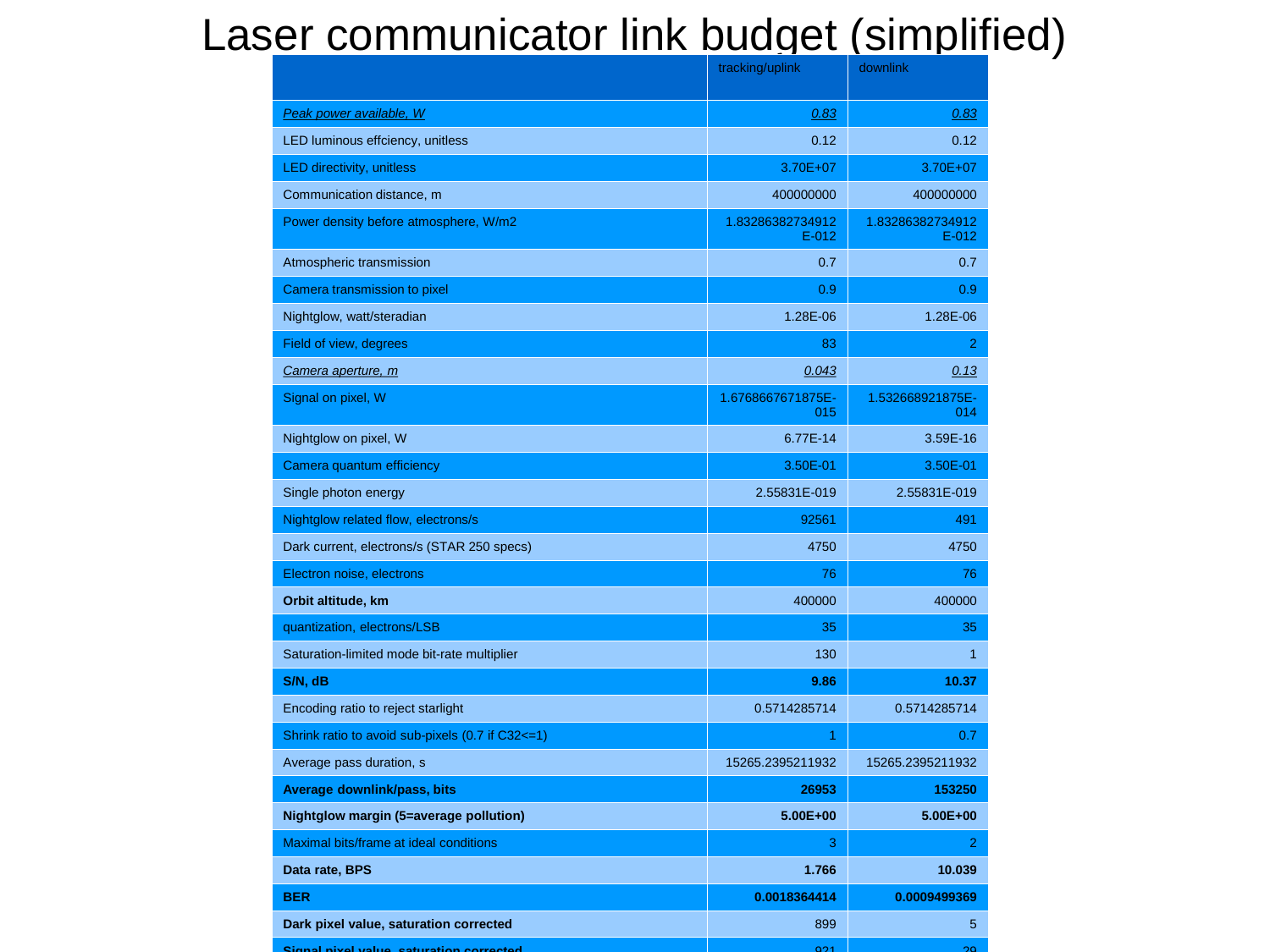# Laser communicator link budget (simplified)

| | tracking/uplink | downlink |
|---|---|---|
| *Peak power available, W* | *0.83* | *0.83* |
| LED luminous effciency, unitless | 0.12 | 0.12 |
| LED directivity, unitless | 3.70E+07 | 3.70E+07 |
| Communication distance, m | 400000000 | 400000000 |
| Power density before atmosphere, W/m2 | 1.83286382734912 E-012 | 1.83286382734912 E-012 |
| Atmospheric transmission | 0.7 | 0.7 |
| Camera transmission to pixel | 0.9 | 0.9 |
| Nightglow, watt/steradian | 1.28E-06 | 1.28E-06 |
| Field of view, degrees | 83 | 2 |
| *Camera aperture, m* | *0.043* | *0.13* |
| Signal on pixel, W | 1.6768667671875E-015 | 1.532668921875E-014 |
| Nightglow on pixel, W | 6.77E-14 | 3.59E-16 |
| Camera quantum efficiency | 3.50E-01 | 3.50E-01 |
| Single photon energy | 2.55831E-019 | 2.55831E-019 |
| Nightglow related flow, electrons/s | 92561 | 491 |
| Dark current, electrons/s (STAR 250 specs) | 4750 | 4750 |
| Electron noise, electrons | 76 | 76 |
| **Orbit altitude, km** | 400000 | 400000 |
| quantization, electrons/LSB | 35 | 35 |
| Saturation-limited mode bit-rate multiplier | 130 | 1 |
| **S/N, dB** | **9.86** | **10.37** |
| Encoding ratio to reject starlight | 0.5714285714 | 0.5714285714 |
| Shrink ratio to avoid sub-pixels (0.7 if C32<=1) | 1 | 0.7 |
| Average pass duration, s | 15265.2395211932 | 15265.2395211932 |
| **Average downlink/pass, bits** | **26953** | **153250** |
| **Nightglow margin (5=average pollution)** | **5.00E+00** | **5.00E+00** |
| Maximal bits/frame at ideal conditions | 3 | 2 |
| **Data rate, BPS** | **1.766** | **10.039** |
| **BER** | **0.0018364414** | **0.0009499369** |
| **Dark pixel value, saturation corrected** | 899 | 5 |
| **Signal pixel value, saturation corrected** | 921 | 29 |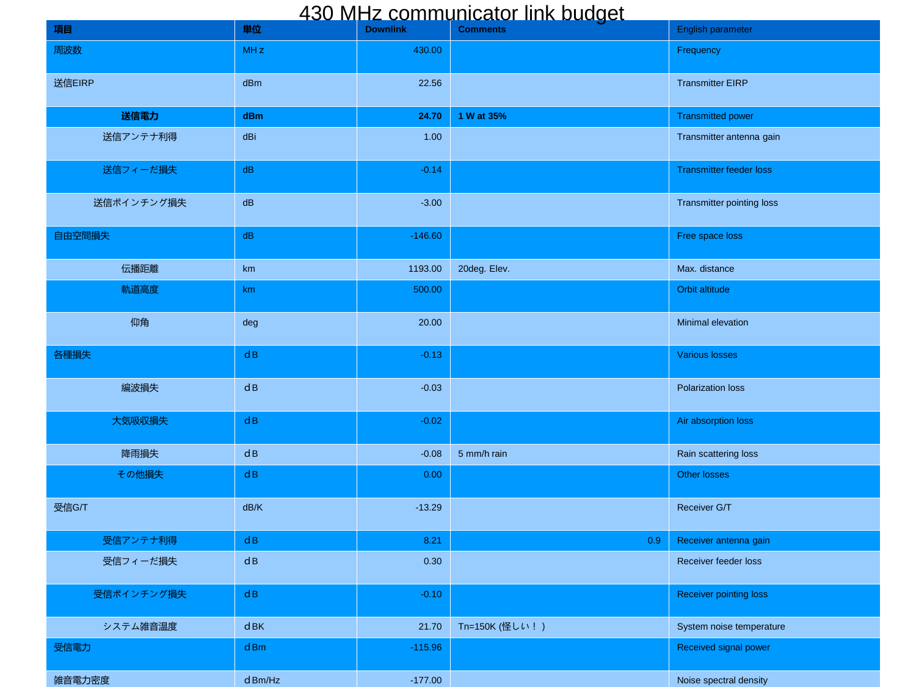# 430 MHz communicator link budget

| 項目 | 単位 | Downlink | Comments | English parameter |
|---|---|---|---|---|
| 周波数 | MHｚ | 430.00 | | Frequency |
| 送信EIRP | dBm | 22.56 | | Transmitter EIRP |
| **送信電力** | **dBm** | **24.70** | **1 W at 35%** | Transmitted power |
| 送信アンテナ利得 | dBi | 1.00 | | Transmitter antenna gain |
| 送信フィーだ損失 | dB | -0.14 | | Transmitter feeder loss |
| 送信ポインチング損失 | dB | -3.00 | | Transmitter pointing loss |
| 自由空間損失 | dB | -146.60 | | Free space loss |
| 伝播距離 | km | 1193.00 | 20deg. Elev. | Max. distance |
| 軌道高度 | km | 500.00 | | Orbit altitude |
| 仰角 | deg | 20.00 | | Minimal elevation |
| 各種損失 | ｄB | -0.13 | | Various losses |
| 編波損失 | ｄB | -0.03 | | Polarization loss |
| 大気吸収損失 | ｄB | -0.02 | | Air absorption loss |
| 降雨損失 | ｄB | -0.08 | 5 mm/h rain | Rain scattering loss |
| その他損失 | ｄB | 0.00 | | Other losses |
| 受信G/T | dB/K | -13.29 | | Receiver G/T |
| 受信アンテナ利得 | ｄB | 8.21 | 0.9 | Receiver antenna gain |
| 受信フィーだ損失 | ｄB | 0.30 | | Receiver feeder loss |
| 受信ポインチング損失 | ｄB | -0.10 | | Receiver pointing loss |
| システム雑音温度 | ｄBK | 21.70 | Tn=150K (怪しい！ ) | System noise temperature |
| 受信電力 | ｄBm | -115.96 | | Received signal power |
| 雑音電力密度 | ｄBm/Hz | -177.00 | | Noise spectral density |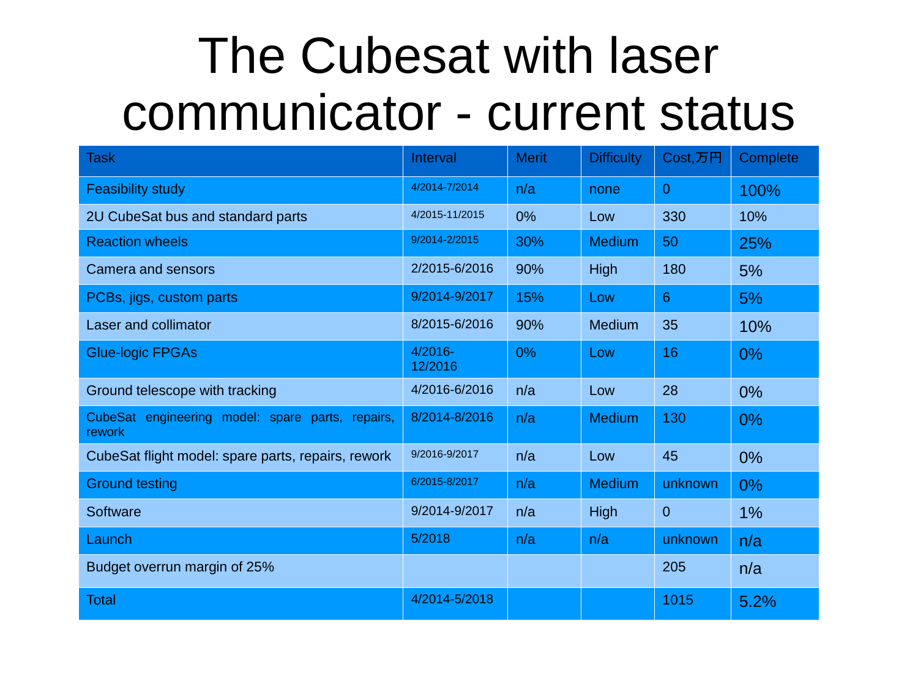# The Cubesat with laser communicator - current status

| Task | Interval | Merit | Difficulty | Cost,万円 | Complete |
|---|---|---|---|---|---|
| Feasibility study | 4/2014-7/2014 | n/a | none | 0 | 100% |
| 2U CubeSat bus and standard parts | 4/2015-11/2015 | 0% | Low | 330 | 10% |
| Reaction wheels | 9/2014-2/2015 | 30% | Medium | 50 | 25% |
| Camera and sensors | 2/2015-6/2016 | 90% | High | 180 | 5% |
| PCBs, jigs, custom parts | 9/2014-9/2017 | 15% | Low | 6 | 5% |
| Laser and collimator | 8/2015-6/2016 | 90% | Medium | 35 | 10% |
| Glue-logic FPGAs | 4/2016-12/2016 | 0% | Low | 16 | 0% |
| Ground telescope with tracking | 4/2016-6/2016 | n/a | Low | 28 | 0% |
| CubeSat engineering model: spare parts, repairs, rework | 8/2014-8/2016 | n/a | Medium | 130 | 0% |
| CubeSat flight model: spare parts, repairs, rework | 9/2016-9/2017 | n/a | Low | 45 | 0% |
| Ground testing | 6/2015-8/2017 | n/a | Medium | unknown | 0% |
| Software | 9/2014-9/2017 | n/a | High | 0 | 1% |
| Launch | 5/2018 | n/a | n/a | unknown | n/a |
| Budget overrun margin of 25% | | | | 205 | n/a |
| Total | 4/2014-5/2018 | | | 1015 | 5.2% |